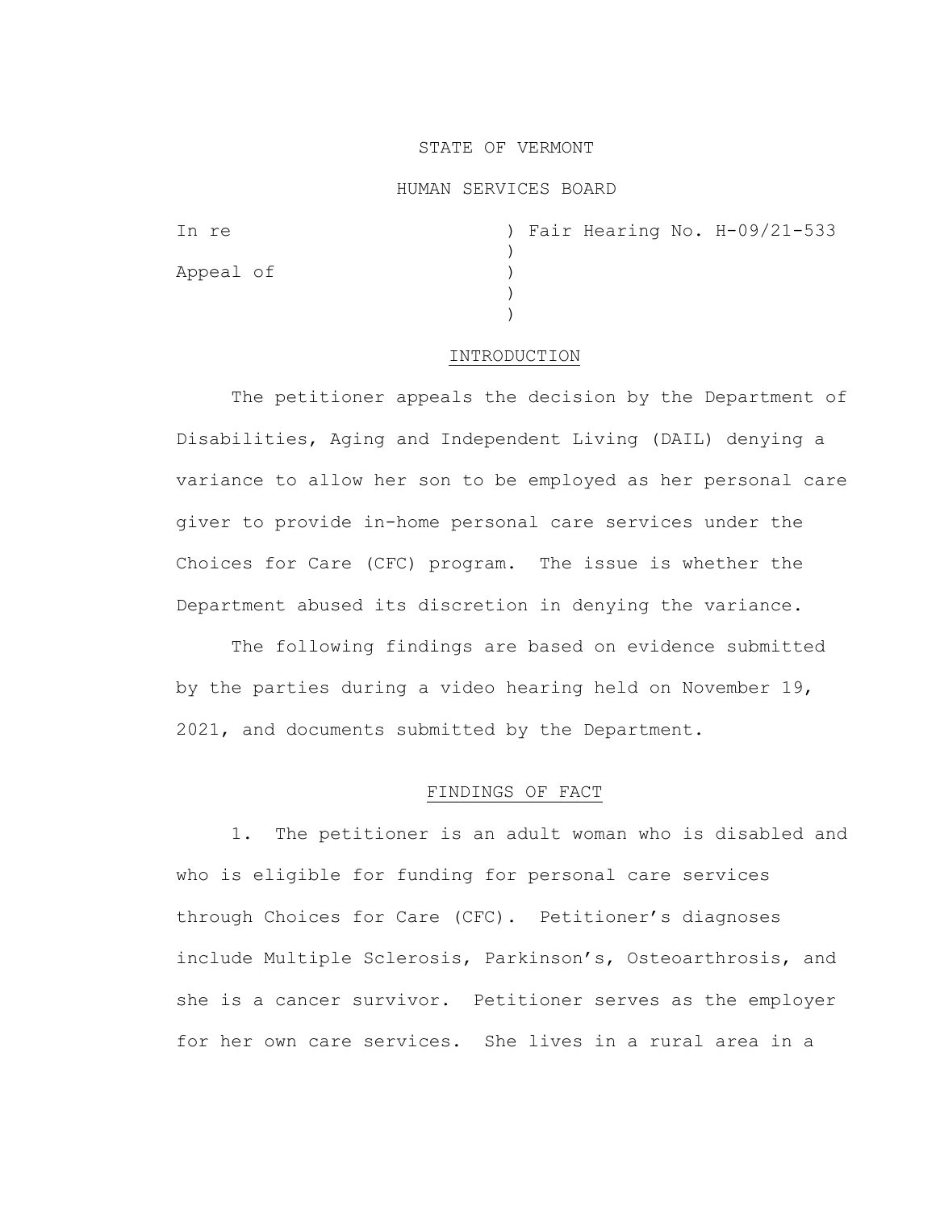STATE OF VERMONT

HUMAN SERVICES BOARD

In re ) Fair Hearing No. H-09/21-533
)
Appeal of )
)
)

## INTRODUCTION

The petitioner appeals the decision by the Department of Disabilities, Aging and Independent Living (DAIL) denying a variance to allow her son to be employed as her personal care giver to provide in-home personal care services under the Choices for Care (CFC) program. The issue is whether the Department abused its discretion in denying the variance.

The following findings are based on evidence submitted by the parties during a video hearing held on November 19, 2021, and documents submitted by the Department.

## FINDINGS OF FACT

1. The petitioner is an adult woman who is disabled and who is eligible for funding for personal care services through Choices for Care (CFC). Petitioner's diagnoses include Multiple Sclerosis, Parkinson's, Osteoarthrosis, and she is a cancer survivor. Petitioner serves as the employer for her own care services. She lives in a rural area in a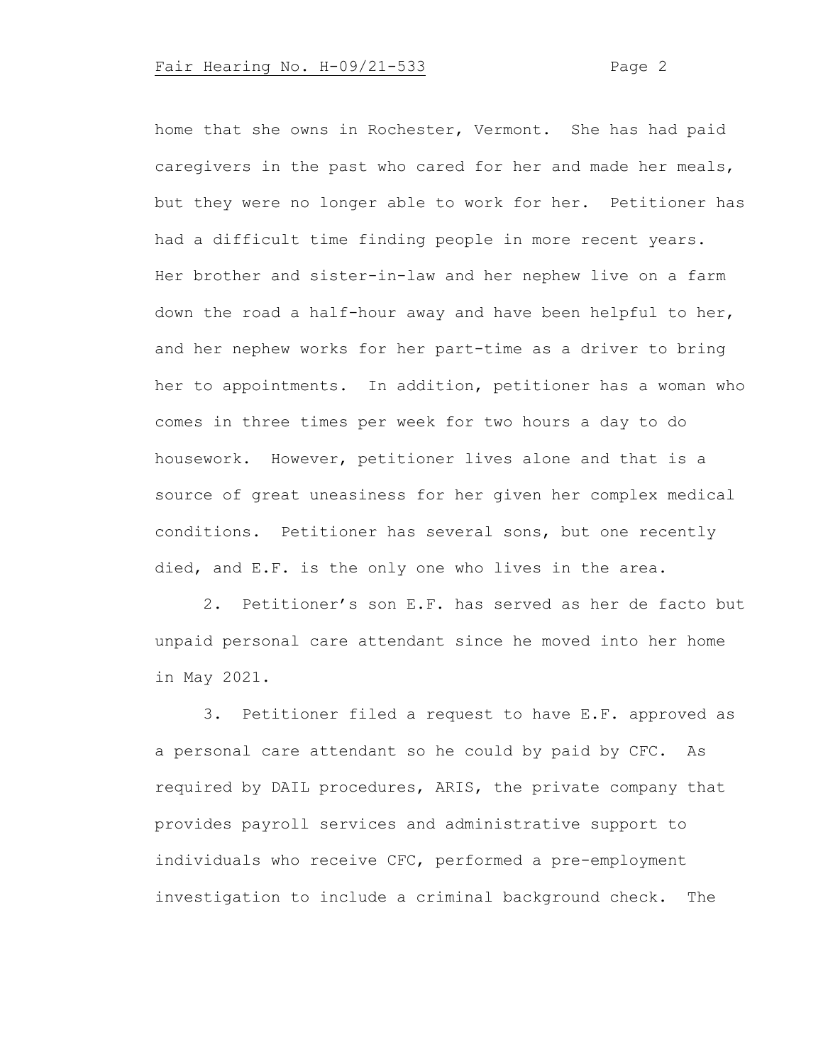home that she owns in Rochester, Vermont. She has had paid caregivers in the past who cared for her and made her meals, but they were no longer able to work for her. Petitioner has had a difficult time finding people in more recent years. Her brother and sister-in-law and her nephew live on a farm down the road a half-hour away and have been helpful to her, and her nephew works for her part-time as a driver to bring her to appointments. In addition, petitioner has a woman who comes in three times per week for two hours a day to do housework. However, petitioner lives alone and that is a source of great uneasiness for her given her complex medical conditions. Petitioner has several sons, but one recently died, and E.F. is the only one who lives in the area.

2. Petitioner's son E.F. has served as her de facto but unpaid personal care attendant since he moved into her home in May 2021.

3. Petitioner filed a request to have E.F. approved as a personal care attendant so he could by paid by CFC. As required by DAIL procedures, ARIS, the private company that provides payroll services and administrative support to individuals who receive CFC, performed a pre-employment investigation to include a criminal background check. The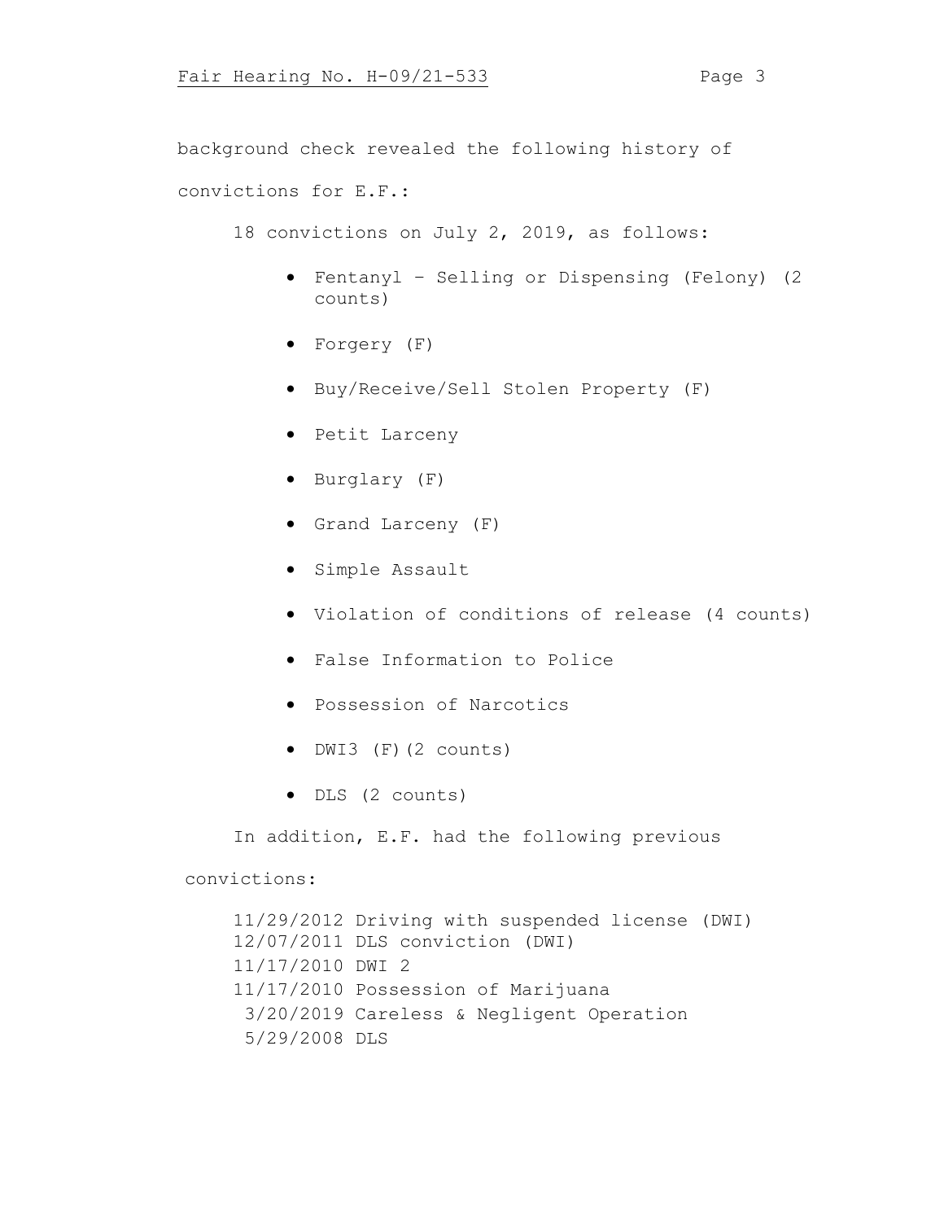background check revealed the following history of convictions for E.F.:

18 convictions on July 2, 2019, as follows:

- Fentanyl – Selling or Dispensing (Felony) (2 counts)
- Forgery (F)
- Buy/Receive/Sell Stolen Property (F)
- Petit Larceny
- Burglary (F)
- Grand Larceny (F)
- Simple Assault
- Violation of conditions of release (4 counts)
- False Information to Police
- Possession of Narcotics
- DWI3 (F)(2 counts)
- DLS (2 counts)

In addition, E.F. had the following previous convictions:

11/29/2012 Driving with suspended license (DWI)
12/07/2011 DLS conviction (DWI)
11/17/2010 DWI 2
11/17/2010 Possession of Marijuana
3/20/2019 Careless & Negligent Operation
5/29/2008 DLS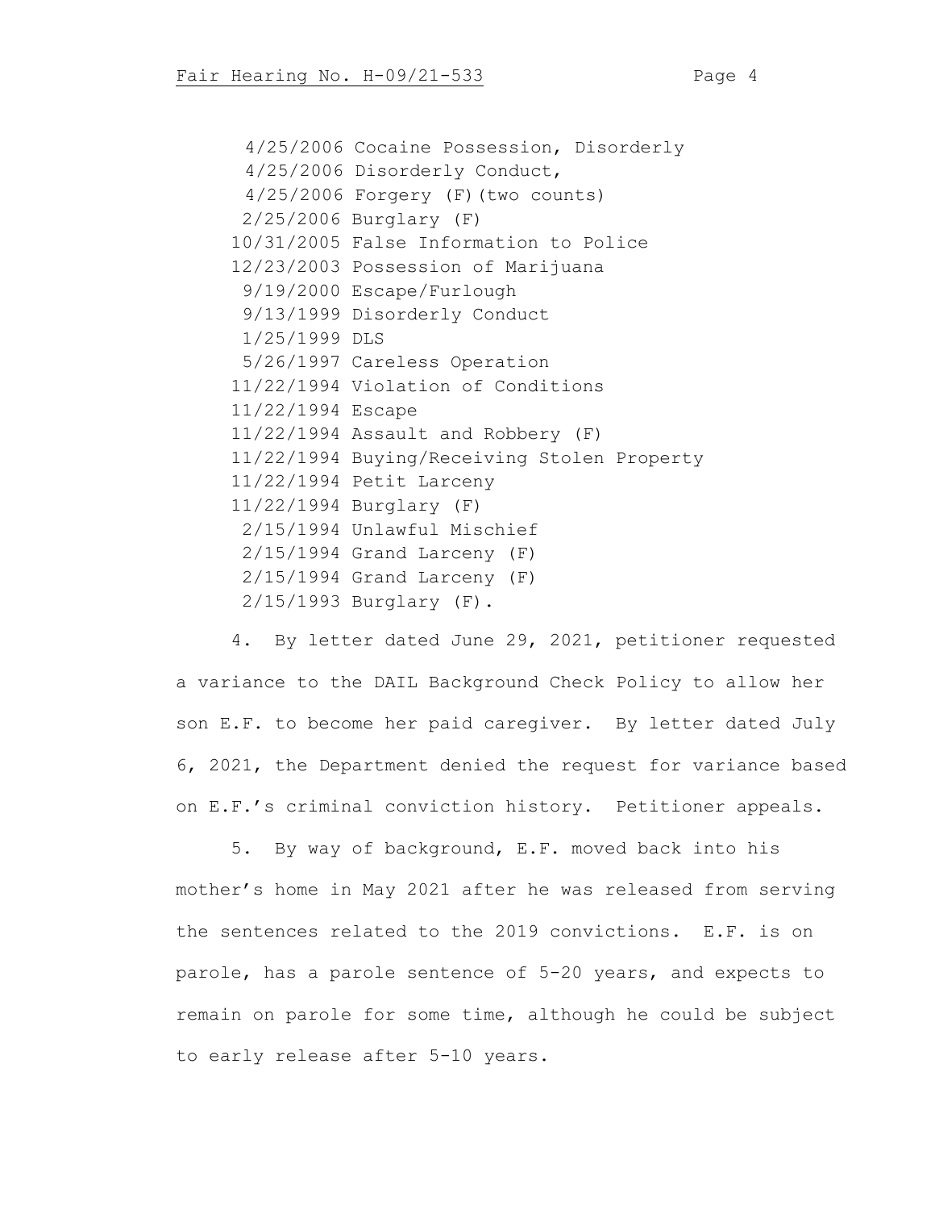4/25/2006 Cocaine Possession, Disorderly
4/25/2006 Disorderly Conduct,
4/25/2006 Forgery (F)(two counts)
2/25/2006 Burglary (F)
10/31/2005 False Information to Police
12/23/2003 Possession of Marijuana
9/19/2000 Escape/Furlough
9/13/1999 Disorderly Conduct
1/25/1999 DLS
5/26/1997 Careless Operation
11/22/1994 Violation of Conditions
11/22/1994 Escape
11/22/1994 Assault and Robbery (F)
11/22/1994 Buying/Receiving Stolen Property
11/22/1994 Petit Larceny
11/22/1994 Burglary (F)
2/15/1994 Unlawful Mischief
2/15/1994 Grand Larceny (F)
2/15/1994 Grand Larceny (F)
2/15/1993 Burglary (F).

4. By letter dated June 29, 2021, petitioner requested a variance to the DAIL Background Check Policy to allow her son E.F. to become her paid caregiver. By letter dated July 6, 2021, the Department denied the request for variance based on E.F.'s criminal conviction history. Petitioner appeals.

5. By way of background, E.F. moved back into his mother's home in May 2021 after he was released from serving the sentences related to the 2019 convictions. E.F. is on parole, has a parole sentence of 5-20 years, and expects to remain on parole for some time, although he could be subject to early release after 5-10 years.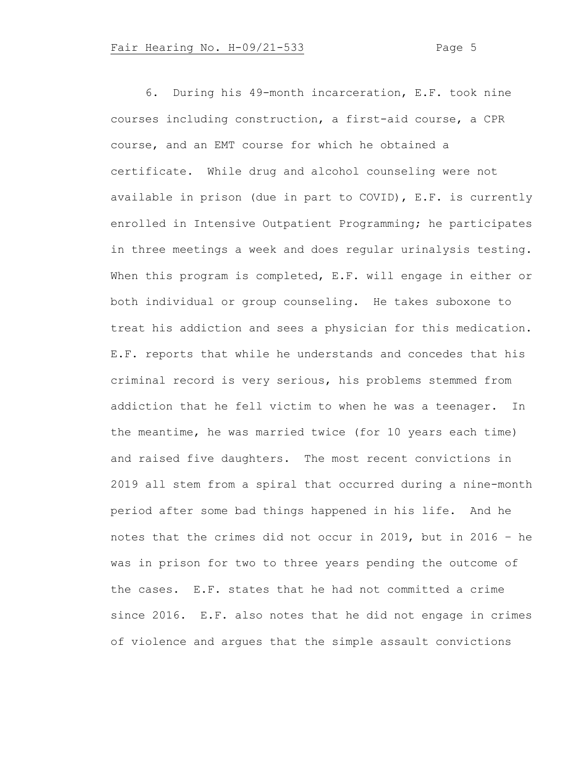6. During his 49-month incarceration, E.F. took nine courses including construction, a first-aid course, a CPR course, and an EMT course for which he obtained a certificate. While drug and alcohol counseling were not available in prison (due in part to COVID), E.F. is currently enrolled in Intensive Outpatient Programming; he participates in three meetings a week and does regular urinalysis testing. When this program is completed, E.F. will engage in either or both individual or group counseling. He takes suboxone to treat his addiction and sees a physician for this medication. E.F. reports that while he understands and concedes that his criminal record is very serious, his problems stemmed from addiction that he fell victim to when he was a teenager. In the meantime, he was married twice (for 10 years each time) and raised five daughters. The most recent convictions in 2019 all stem from a spiral that occurred during a nine-month period after some bad things happened in his life. And he notes that the crimes did not occur in 2019, but in 2016 – he was in prison for two to three years pending the outcome of the cases. E.F. states that he had not committed a crime since 2016. E.F. also notes that he did not engage in crimes of violence and argues that the simple assault convictions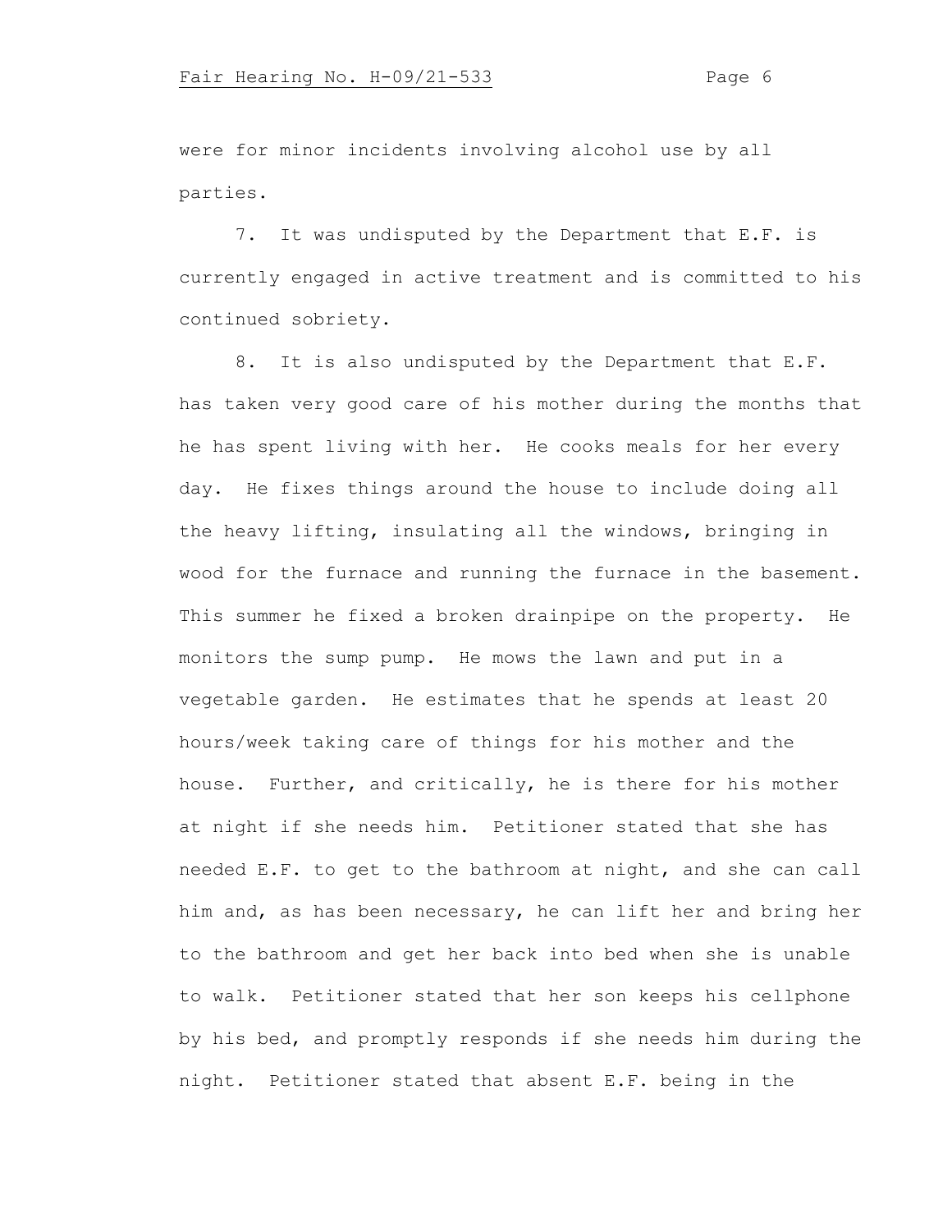were for minor incidents involving alcohol use by all parties.

7. It was undisputed by the Department that E.F. is currently engaged in active treatment and is committed to his continued sobriety.

8. It is also undisputed by the Department that E.F. has taken very good care of his mother during the months that he has spent living with her. He cooks meals for her every day. He fixes things around the house to include doing all the heavy lifting, insulating all the windows, bringing in wood for the furnace and running the furnace in the basement. This summer he fixed a broken drainpipe on the property. He monitors the sump pump. He mows the lawn and put in a vegetable garden. He estimates that he spends at least 20 hours/week taking care of things for his mother and the house. Further, and critically, he is there for his mother at night if she needs him. Petitioner stated that she has needed E.F. to get to the bathroom at night, and she can call him and, as has been necessary, he can lift her and bring her to the bathroom and get her back into bed when she is unable to walk. Petitioner stated that her son keeps his cellphone by his bed, and promptly responds if she needs him during the night. Petitioner stated that absent E.F. being in the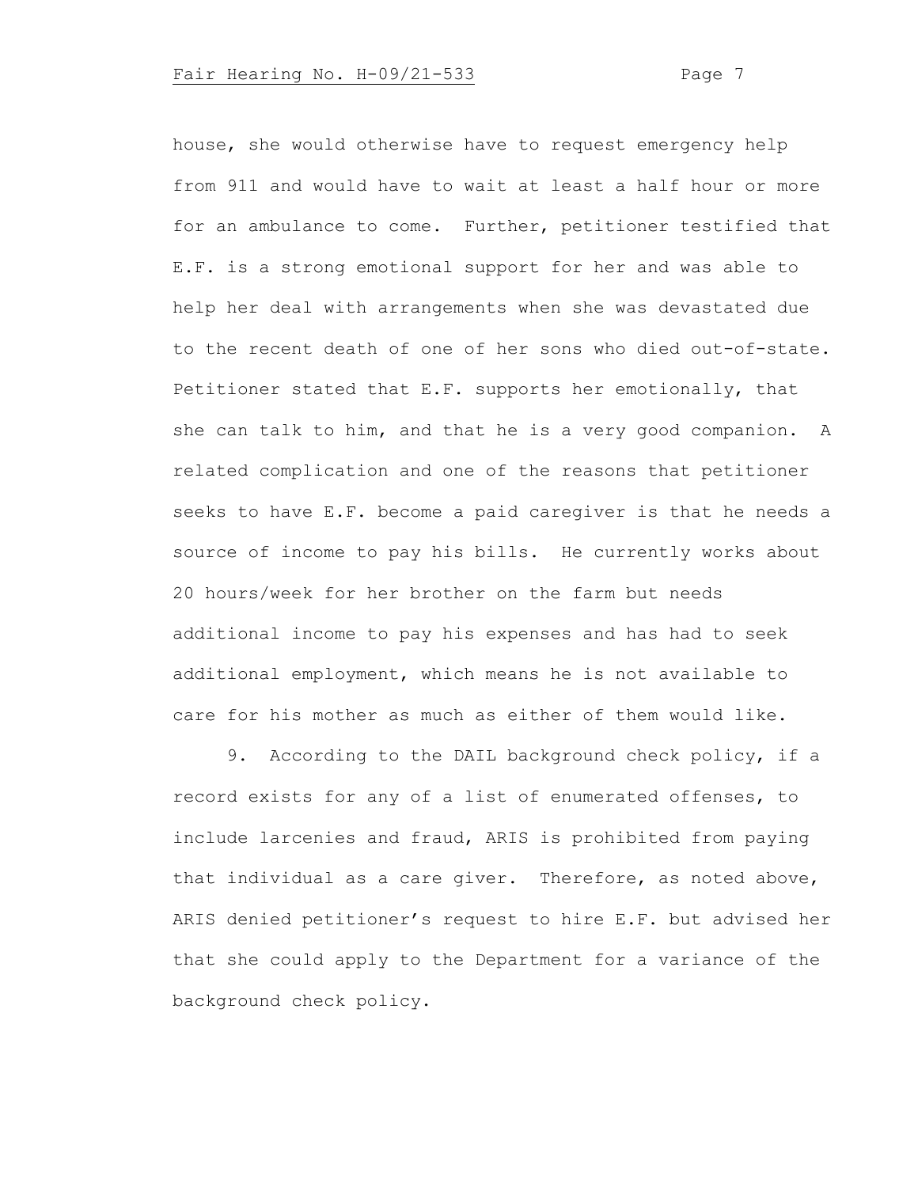house, she would otherwise have to request emergency help from 911 and would have to wait at least a half hour or more for an ambulance to come. Further, petitioner testified that E.F. is a strong emotional support for her and was able to help her deal with arrangements when she was devastated due to the recent death of one of her sons who died out-of-state. Petitioner stated that E.F. supports her emotionally, that she can talk to him, and that he is a very good companion. A related complication and one of the reasons that petitioner seeks to have E.F. become a paid caregiver is that he needs a source of income to pay his bills. He currently works about 20 hours/week for her brother on the farm but needs additional income to pay his expenses and has had to seek additional employment, which means he is not available to care for his mother as much as either of them would like.

9. According to the DAIL background check policy, if a record exists for any of a list of enumerated offenses, to include larcenies and fraud, ARIS is prohibited from paying that individual as a care giver. Therefore, as noted above, ARIS denied petitioner's request to hire E.F. but advised her that she could apply to the Department for a variance of the background check policy.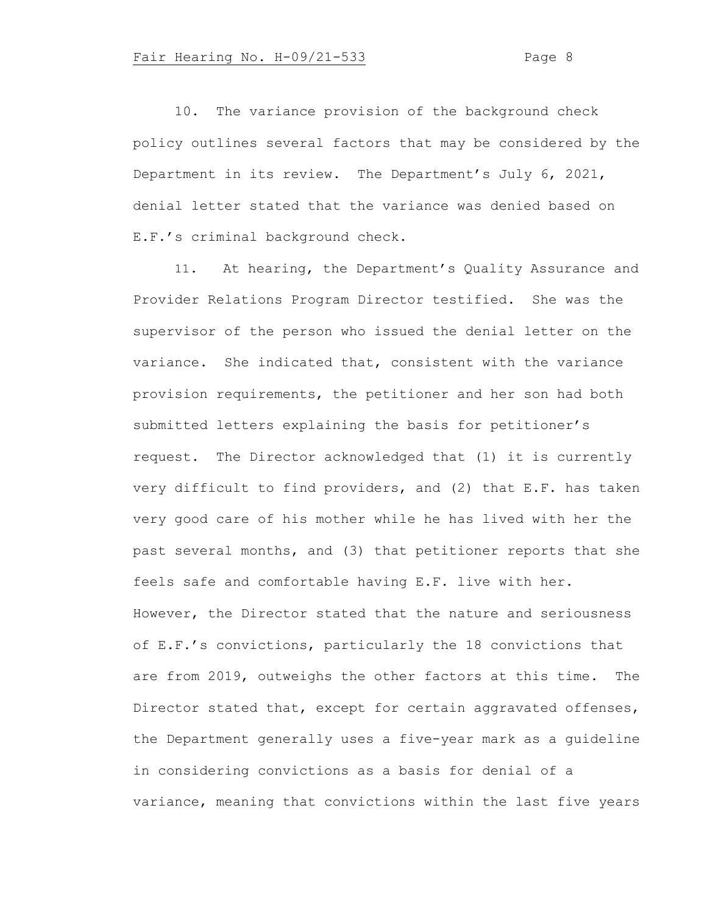10. The variance provision of the background check policy outlines several factors that may be considered by the Department in its review. The Department's July 6, 2021, denial letter stated that the variance was denied based on E.F.'s criminal background check.

11. At hearing, the Department's Quality Assurance and Provider Relations Program Director testified. She was the supervisor of the person who issued the denial letter on the variance. She indicated that, consistent with the variance provision requirements, the petitioner and her son had both submitted letters explaining the basis for petitioner's request. The Director acknowledged that (1) it is currently very difficult to find providers, and (2) that E.F. has taken very good care of his mother while he has lived with her the past several months, and (3) that petitioner reports that she feels safe and comfortable having E.F. live with her. However, the Director stated that the nature and seriousness of E.F.'s convictions, particularly the 18 convictions that are from 2019, outweighs the other factors at this time. The Director stated that, except for certain aggravated offenses, the Department generally uses a five-year mark as a guideline in considering convictions as a basis for denial of a variance, meaning that convictions within the last five years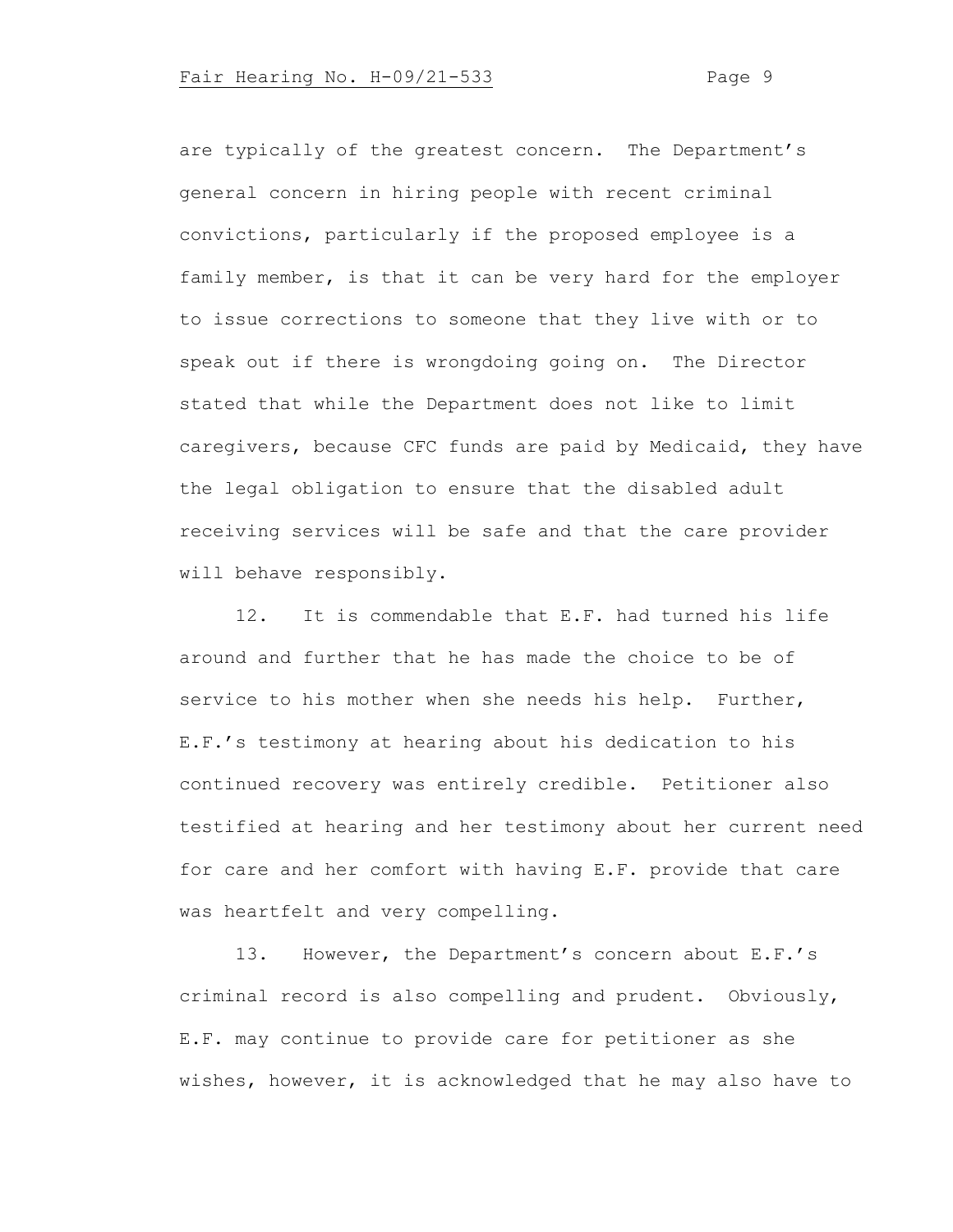are typically of the greatest concern. The Department's general concern in hiring people with recent criminal convictions, particularly if the proposed employee is a family member, is that it can be very hard for the employer to issue corrections to someone that they live with or to speak out if there is wrongdoing going on. The Director stated that while the Department does not like to limit caregivers, because CFC funds are paid by Medicaid, they have the legal obligation to ensure that the disabled adult receiving services will be safe and that the care provider will behave responsibly.

12. It is commendable that E.F. had turned his life around and further that he has made the choice to be of service to his mother when she needs his help. Further, E.F.'s testimony at hearing about his dedication to his continued recovery was entirely credible. Petitioner also testified at hearing and her testimony about her current need for care and her comfort with having E.F. provide that care was heartfelt and very compelling.

13. However, the Department's concern about E.F.'s criminal record is also compelling and prudent. Obviously, E.F. may continue to provide care for petitioner as she wishes, however, it is acknowledged that he may also have to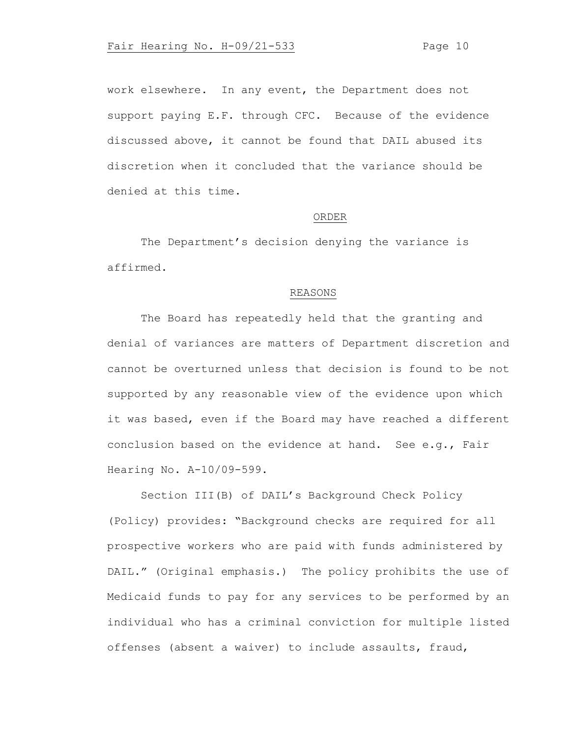work elsewhere. In any event, the Department does not support paying E.F. through CFC. Because of the evidence discussed above, it cannot be found that DAIL abused its discretion when it concluded that the variance should be denied at this time.

## ORDER

The Department's decision denying the variance is affirmed.

## REASONS

The Board has repeatedly held that the granting and denial of variances are matters of Department discretion and cannot be overturned unless that decision is found to be not supported by any reasonable view of the evidence upon which it was based, even if the Board may have reached a different conclusion based on the evidence at hand. See e.g., Fair Hearing No. A-10/09-599.

Section III(B) of DAIL's Background Check Policy (Policy) provides: "Background checks are required for all prospective workers who are paid with funds administered by DAIL." (Original emphasis.) The policy prohibits the use of Medicaid funds to pay for any services to be performed by an individual who has a criminal conviction for multiple listed offenses (absent a waiver) to include assaults, fraud,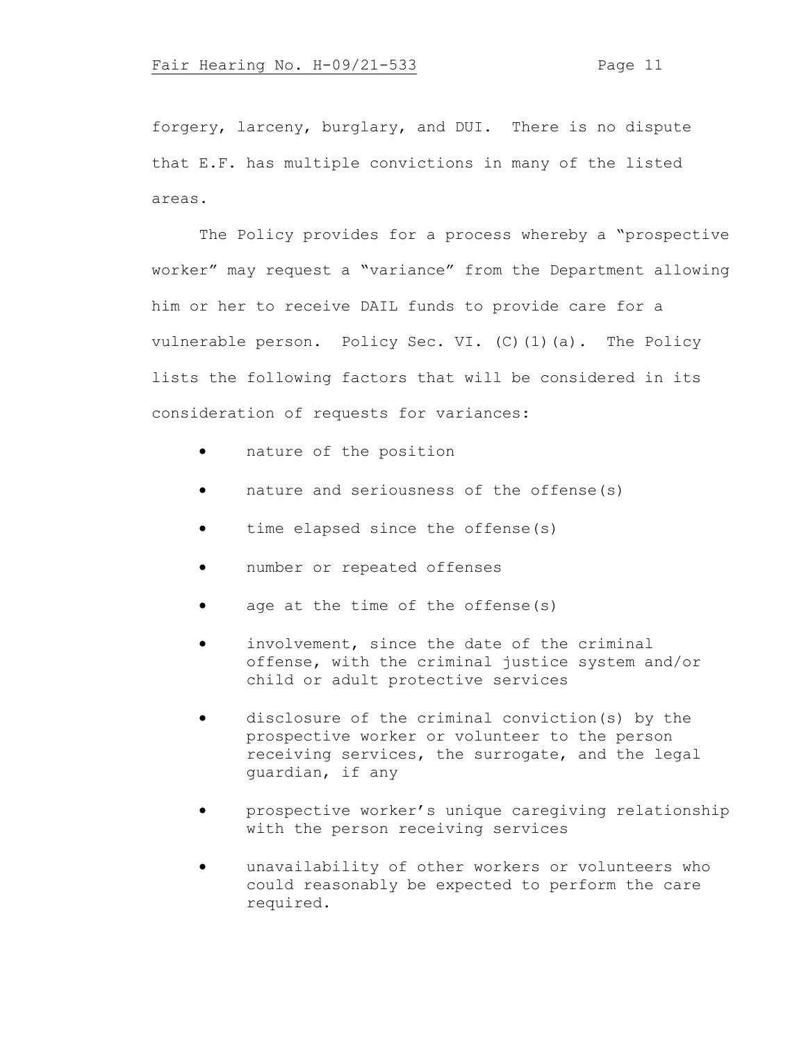forgery, larceny, burglary, and DUI. There is no dispute that E.F. has multiple convictions in many of the listed areas.

The Policy provides for a process whereby a "prospective worker" may request a "variance" from the Department allowing him or her to receive DAIL funds to provide care for a vulnerable person. Policy Sec. VI. (C)(1)(a). The Policy lists the following factors that will be considered in its consideration of requests for variances:

- nature of the position
- nature and seriousness of the offense(s)
- time elapsed since the offense(s)
- number or repeated offenses
- age at the time of the offense(s)
- involvement, since the date of the criminal offense, with the criminal justice system and/or child or adult protective services
- disclosure of the criminal conviction(s) by the prospective worker or volunteer to the person receiving services, the surrogate, and the legal guardian, if any
- prospective worker's unique caregiving relationship with the person receiving services
- unavailability of other workers or volunteers who could reasonably be expected to perform the care required.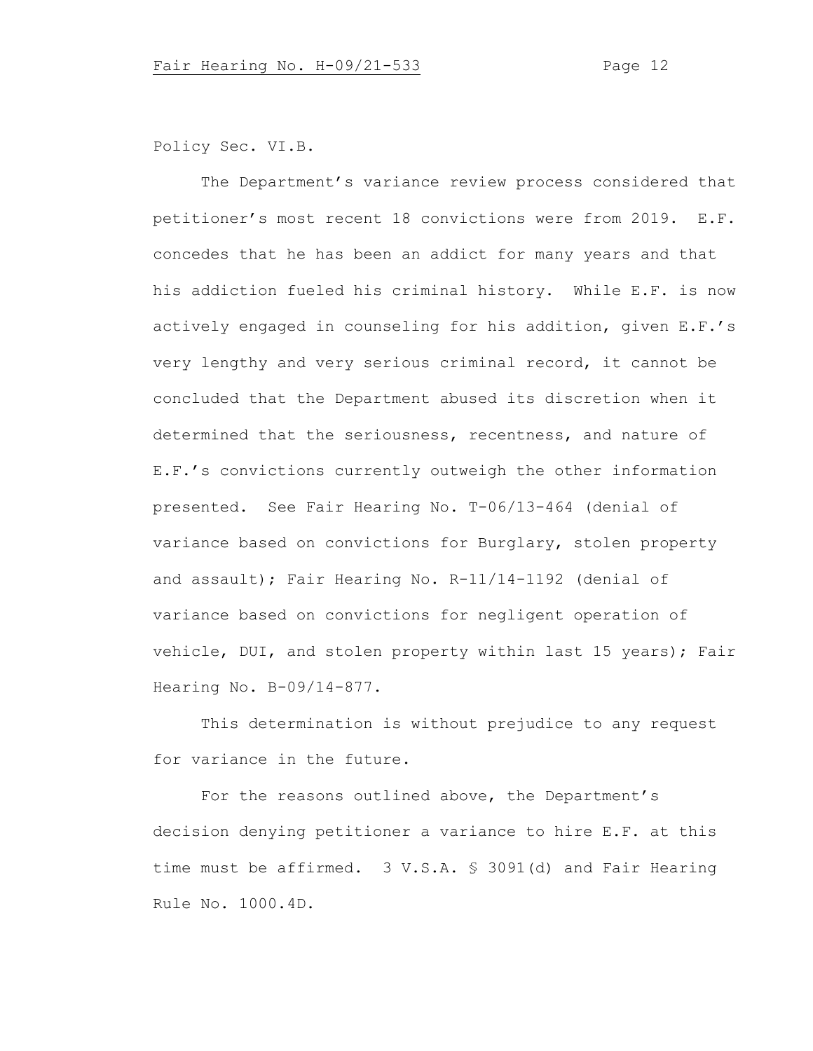Policy Sec. VI.B.

The Department's variance review process considered that petitioner's most recent 18 convictions were from 2019. E.F. concedes that he has been an addict for many years and that his addiction fueled his criminal history. While E.F. is now actively engaged in counseling for his addition, given E.F.'s very lengthy and very serious criminal record, it cannot be concluded that the Department abused its discretion when it determined that the seriousness, recentness, and nature of E.F.'s convictions currently outweigh the other information presented. See Fair Hearing No. T-06/13-464 (denial of variance based on convictions for Burglary, stolen property and assault); Fair Hearing No. R-11/14-1192 (denial of variance based on convictions for negligent operation of vehicle, DUI, and stolen property within last 15 years); Fair Hearing No. B-09/14-877.

This determination is without prejudice to any request for variance in the future.

For the reasons outlined above, the Department's decision denying petitioner a variance to hire E.F. at this time must be affirmed. 3 V.S.A. § 3091(d) and Fair Hearing Rule No. 1000.4D.